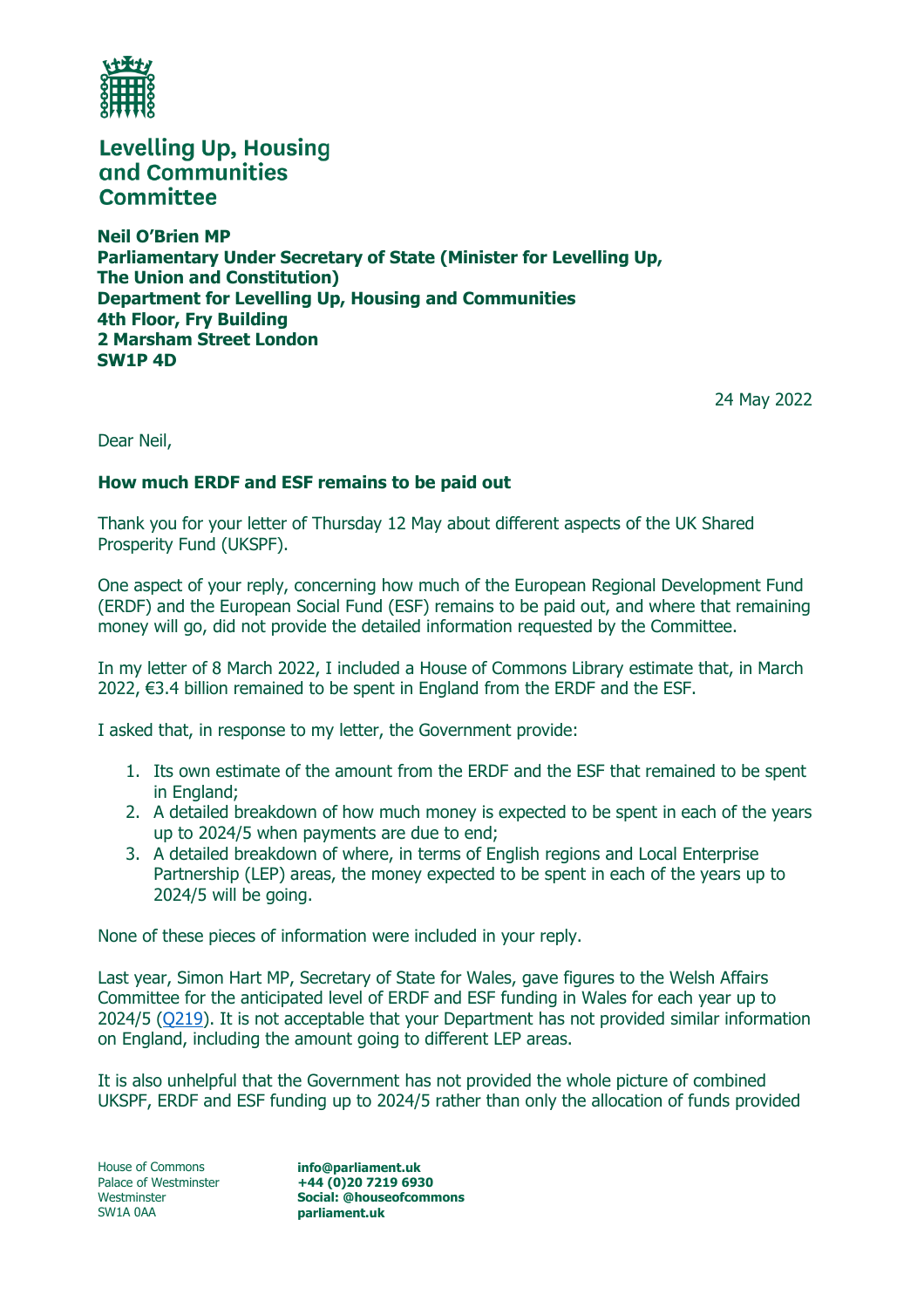**Levelling Up, Housing and Communities Committee**

**Neil O'Brien MP**
**Parliamentary Under Secretary of State (Minister for Levelling Up, The Union and Constitution)**
**Department for Levelling Up, Housing and Communities**
**4th Floor, Fry Building**
**2 Marsham Street London**
**SW1P 4D**

24 May 2022

Dear Neil,

**How much ERDF and ESF remains to be paid out**

Thank you for your letter of Thursday 12 May about different aspects of the UK Shared Prosperity Fund (UKSPF).

One aspect of your reply, concerning how much of the European Regional Development Fund (ERDF) and the European Social Fund (ESF) remains to be paid out, and where that remaining money will go, did not provide the detailed information requested by the Committee.

In my letter of 8 March 2022, I included a House of Commons Library estimate that, in March 2022, €3.4 billion remained to be spent in England from the ERDF and the ESF.

I asked that, in response to my letter, the Government provide:

1. Its own estimate of the amount from the ERDF and the ESF that remained to be spent in England;
2. A detailed breakdown of how much money is expected to be spent in each of the years up to 2024/5 when payments are due to end;
3. A detailed breakdown of where, in terms of English regions and Local Enterprise Partnership (LEP) areas, the money expected to be spent in each of the years up to 2024/5 will be going.

None of these pieces of information were included in your reply.

Last year, Simon Hart MP, Secretary of State for Wales, gave figures to the Welsh Affairs Committee for the anticipated level of ERDF and ESF funding in Wales for each year up to 2024/5 (Q219). It is not acceptable that your Department has not provided similar information on England, including the amount going to different LEP areas.

It is also unhelpful that the Government has not provided the whole picture of combined UKSPF, ERDF and ESF funding up to 2024/5 rather than only the allocation of funds provided

House of Commons
Palace of Westminster
Westminster
SW1A 0AA

**info@parliament.uk**
**+44 (0)20 7219 6930**
**Social: @houseofcommons**
**parliament.uk**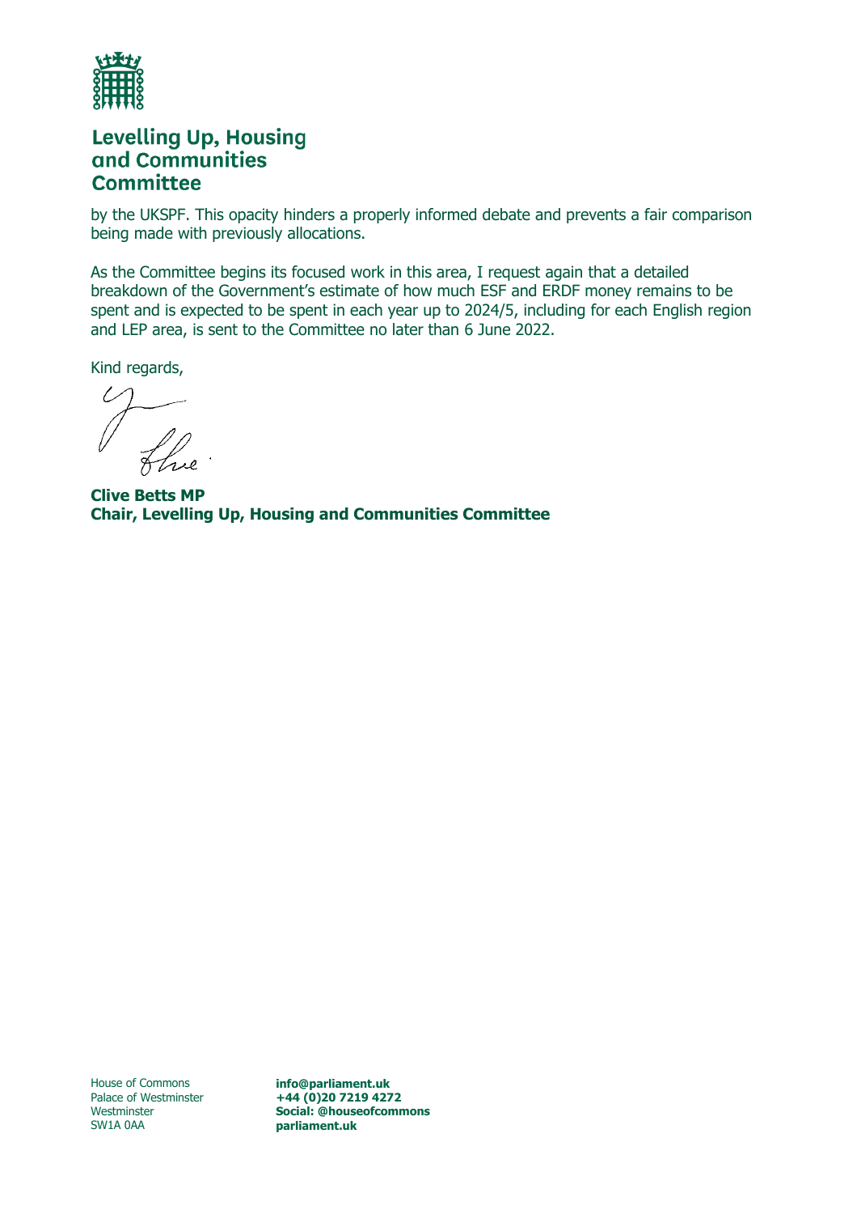by the UKSPF. This opacity hinders a properly informed debate and prevents a fair comparison being made with previously allocations.

As the Committee begins its focused work in this area, I request again that a detailed breakdown of the Government's estimate of how much ESF and ERDF money remains to be spent and is expected to be spent in each year up to 2024/5, including for each English region and LEP area, is sent to the Committee no later than 6 June 2022.

Kind regards,

**Clive Betts MP**
**Chair, Levelling Up, Housing and Communities Committee**